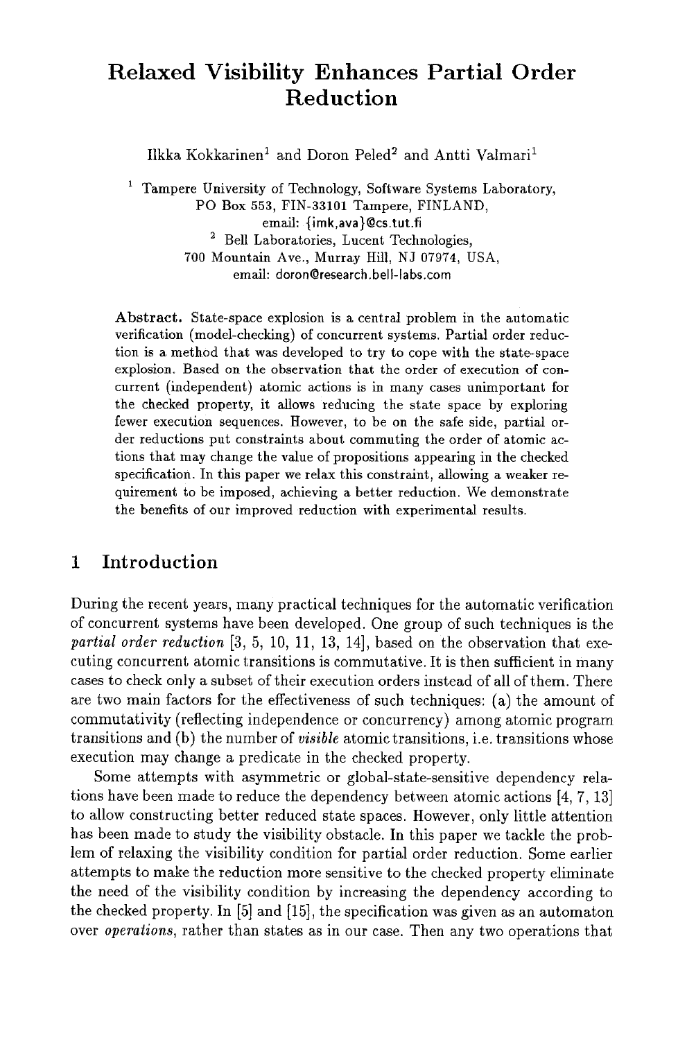# Relaxed Visibility Enhances Partial Order Reduction

Ilkka Kokkarinen[1] and Doron Peled[2] and Antti Valmari[1]

[1] Tampere University of Technology, Software Systems Laboratory,
PO Box 553, FIN-33101 Tampere, FINLAND,
email: {imk,ava}@cs.tut.fi

[2] Bell Laboratories, Lucent Technologies,
700 Mountain Ave., Murray Hill, NJ 07974, USA,
email: doron@research.bell-labs.com

**Abstract.** State-space explosion is a central problem in the automatic verification (model-checking) of concurrent systems. Partial order reduction is a method that was developed to try to cope with the state-space explosion. Based on the observation that the order of execution of concurrent (independent) atomic actions is in many cases unimportant for the checked property, it allows reducing the state space by exploring fewer execution sequences. However, to be on the safe side, partial order reductions put constraints about commuting the order of atomic actions that may change the value of propositions appearing in the checked specification. In this paper we relax this constraint, allowing a weaker requirement to be imposed, achieving a better reduction. We demonstrate the benefits of our improved reduction with experimental results.

## 1 Introduction

During the recent years, many practical techniques for the automatic verification of concurrent systems have been developed. One group of such techniques is the *partial order reduction* [3, 5, 10, 11, 13, 14], based on the observation that executing concurrent atomic transitions is commutative. It is then sufficient in many cases to check only a subset of their execution orders instead of all of them. There are two main factors for the effectiveness of such techniques: (a) the amount of commutativity (reflecting independence or concurrency) among atomic program transitions and (b) the number of *visible* atomic transitions, i.e. transitions whose execution may change a predicate in the checked property.

Some attempts with asymmetric or global-state-sensitive dependency relations have been made to reduce the dependency between atomic actions [4, 7, 13] to allow constructing better reduced state spaces. However, only little attention has been made to study the visibility obstacle. In this paper we tackle the problem of relaxing the visibility condition for partial order reduction. Some earlier attempts to make the reduction more sensitive to the checked property eliminate the need of the visibility condition by increasing the dependency according to the checked property. In [5] and [15], the specification was given as an automaton over *operations*, rather than states as in our case. Then any two operations that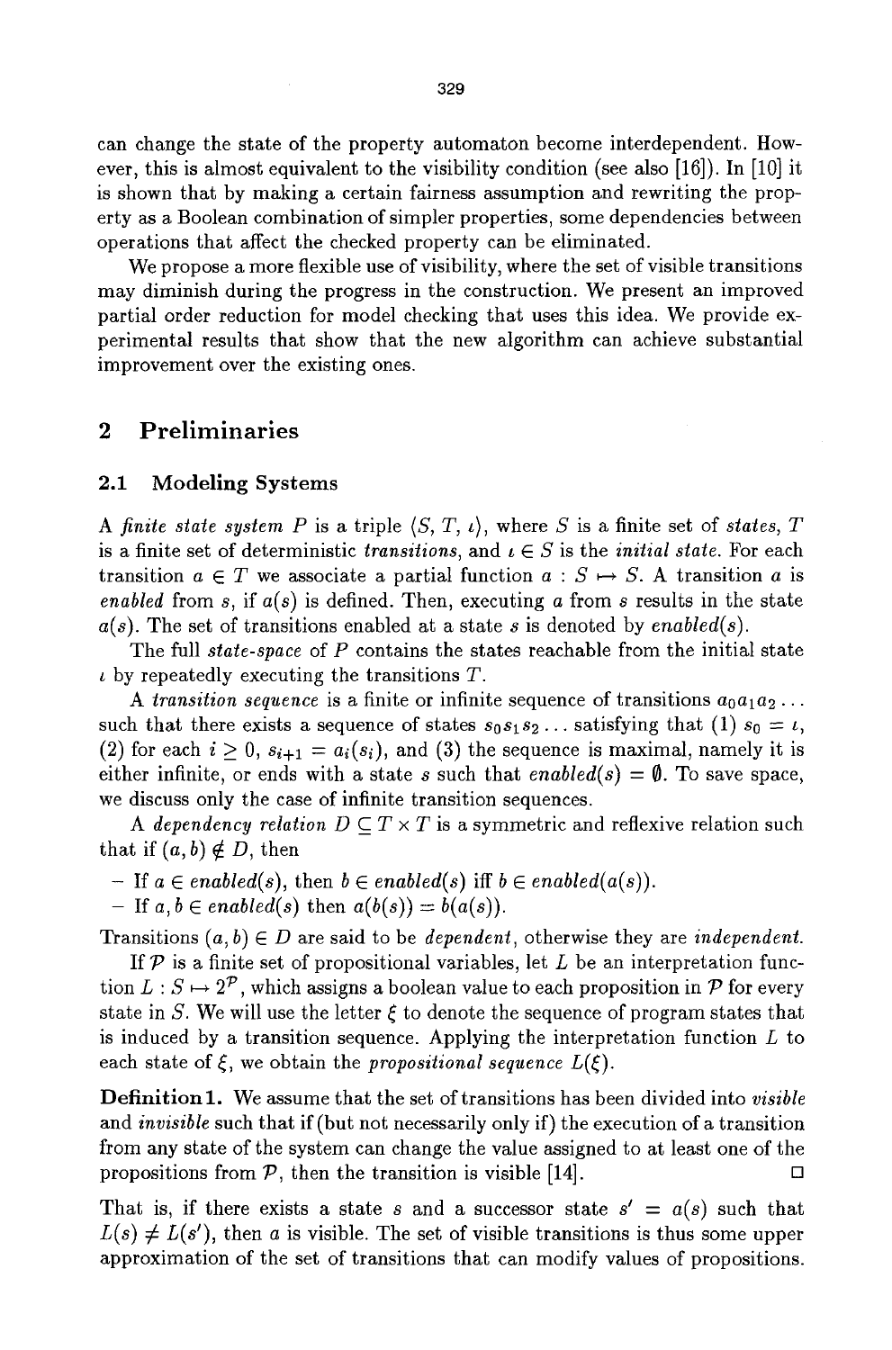can change the state of the property automaton become interdependent. However, this is almost equivalent to the visibility condition (see also [16]). In [10] it is shown that by making a certain fairness assumption and rewriting the property as a Boolean combination of simpler properties, some dependencies between operations that affect the checked property can be eliminated.

We propose a more flexible use of visibility, where the set of visible transitions may diminish during the progress in the construction. We present an improved partial order reduction for model checking that uses this idea. We provide experimental results that show that the new algorithm can achieve substantial improvement over the existing ones.

## 2 Preliminaries

### 2.1 Modeling Systems

A *finite state system* $P$ is a triple $\langle S, T, \iota \rangle$, where $S$ is a finite set of *states*, $T$ is a finite set of deterministic *transitions*, and $\iota \in S$ is the *initial state*. For each transition $a \in T$ we associate a partial function $a : S \mapsto S$. A transition $a$ is *enabled* from $s$, if $a(s)$ is defined. Then, executing $a$ from $s$ results in the state $a(s)$. The set of transitions enabled at a state $s$ is denoted by *enabled*$(s)$.

The full *state-space* of $P$ contains the states reachable from the initial state $\iota$ by repeatedly executing the transitions $T$.

A *transition sequence* is a finite or infinite sequence of transitions $a_0 a_1 a_2 \ldots$ such that there exists a sequence of states $s_0 s_1 s_2 \ldots$ satisfying that (1) $s_0 = \iota$, (2) for each $i \geq 0$, $s_{i+1} = a_i(s_i)$, and (3) the sequence is maximal, namely it is either infinite, or ends with a state $s$ such that *enabled*$(s) = \emptyset$. To save space, we discuss only the case of infinite transition sequences.

A *dependency relation* $D \subseteq T \times T$ is a symmetric and reflexive relation such that if $(a, b) \notin D$, then

- If $a \in$ *enabled*$(s)$, then $b \in$ *enabled*$(s)$ iff $b \in$ *enabled*$(a(s))$.
- If $a, b \in$ *enabled*$(s)$ then $a(b(s)) = b(a(s))$.

Transitions $(a, b) \in D$ are said to be *dependent*, otherwise they are *independent*.

If $\mathcal{P}$ is a finite set of propositional variables, let $L$ be an interpretation function $L : S \mapsto 2^{\mathcal{P}}$, which assigns a boolean value to each proposition in $\mathcal{P}$ for every state in $S$. We will use the letter $\xi$ to denote the sequence of program states that is induced by a transition sequence. Applying the interpretation function $L$ to each state of $\xi$, we obtain the *propositional sequence* $L(\xi)$.

**Definition 1.** We assume that the set of transitions has been divided into *visible* and *invisible* such that if (but not necessarily only if) the execution of a transition from any state of the system can change the value assigned to at least one of the propositions from $\mathcal{P}$, then the transition is visible [14]. □

That is, if there exists a state $s$ and a successor state $s' = a(s)$ such that $L(s) \neq L(s')$, then $a$ is visible. The set of visible transitions is thus some upper approximation of the set of transitions that can modify values of propositions.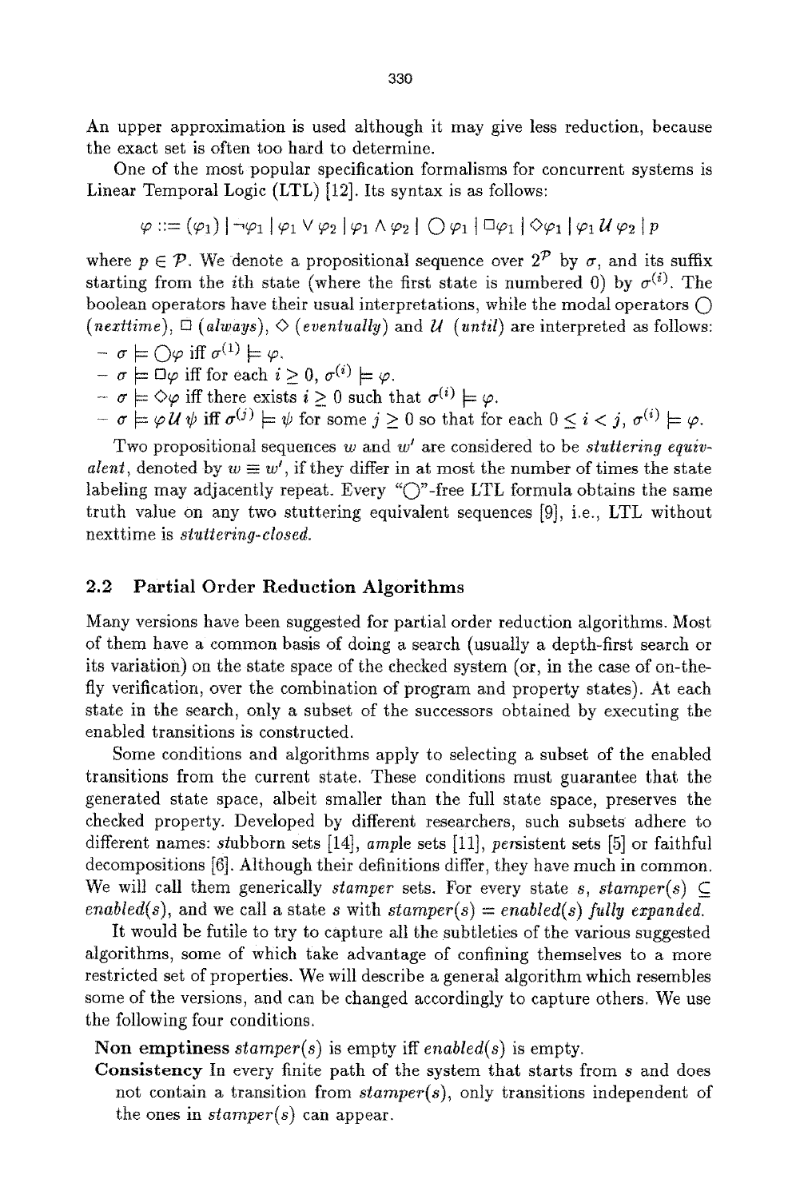An upper approximation is used although it may give less reduction, because the exact set is often too hard to determine.

One of the most popular specification formalisms for concurrent systems is Linear Temporal Logic (LTL) [12]. Its syntax is as follows:

$$\varphi ::= (\varphi_1) \mid \neg\varphi_1 \mid \varphi_1 \vee \varphi_2 \mid \varphi_1 \wedge \varphi_2 \mid \bigcirc \varphi_1 \mid \Box\varphi_1 \mid \Diamond\varphi_1 \mid \varphi_1 \,\mathcal{U}\, \varphi_2 \mid p$$

where $p \in \mathcal{P}$. We denote a propositional sequence over $2^{\mathcal{P}}$ by $\sigma$, and its suffix starting from the $i$th state (where the first state is numbered 0) by $\sigma^{(i)}$. The boolean operators have their usual interpretations, while the modal operators $\bigcirc$ (*nexttime*), $\Box$ (*always*), $\Diamond$ (*eventually*) and $\mathcal{U}$ (*until*) are interpreted as follows:

- $\sigma \models \bigcirc\varphi$ iff $\sigma^{(1)} \models \varphi$.
- $\sigma \models \Box\varphi$ iff for each $i \geq 0$, $\sigma^{(i)} \models \varphi$.
- $\sigma \models \Diamond\varphi$ iff there exists $i \geq 0$ such that $\sigma^{(i)} \models \varphi$.
- $\sigma \models \varphi \,\mathcal{U}\, \psi$ iff $\sigma^{(j)} \models \psi$ for some $j \geq 0$ so that for each $0 \leq i < j$, $\sigma^{(i)} \models \varphi$.

Two propositional sequences $w$ and $w'$ are considered to be *stuttering equivalent*, denoted by $w \equiv w'$, if they differ in at most the number of times the state labeling may adjacently repeat. Every "$\bigcirc$"-free LTL formula obtains the same truth value on any two stuttering equivalent sequences [9], i.e., LTL without nexttime is *stuttering-closed*.

## 2.2 Partial Order Reduction Algorithms

Many versions have been suggested for partial order reduction algorithms. Most of them have a common basis of doing a search (usually a depth-first search or its variation) on the state space of the checked system (or, in the case of on-the-fly verification, over the combination of program and property states). At each state in the search, only a subset of the successors obtained by executing the enabled transitions is constructed.

Some conditions and algorithms apply to selecting a subset of the enabled transitions from the current state. These conditions must guarantee that the generated state space, albeit smaller than the full state space, preserves the checked property. Developed by different researchers, such subsets adhere to different names: *st*ubborn sets [14], *amp*le sets [11], *per*sistent sets [5] or faithful decompositions [6]. Although their definitions differ, they have much in common. We will call them generically *stamper* sets. For every state $s$, $stamper(s) \subseteq enabled(s)$, and we call a state $s$ with $stamper(s) = enabled(s)$ *fully expanded*.

It would be futile to try to capture all the subtleties of the various suggested algorithms, some of which take advantage of confining themselves to a more restricted set of properties. We will describe a general algorithm which resembles some of the versions, and can be changed accordingly to capture others. We use the following four conditions.

**Non emptiness** $stamper(s)$ is empty iff $enabled(s)$ is empty.

**Consistency** In every finite path of the system that starts from $s$ and does not contain a transition from $stamper(s)$, only transitions independent of the ones in $stamper(s)$ can appear.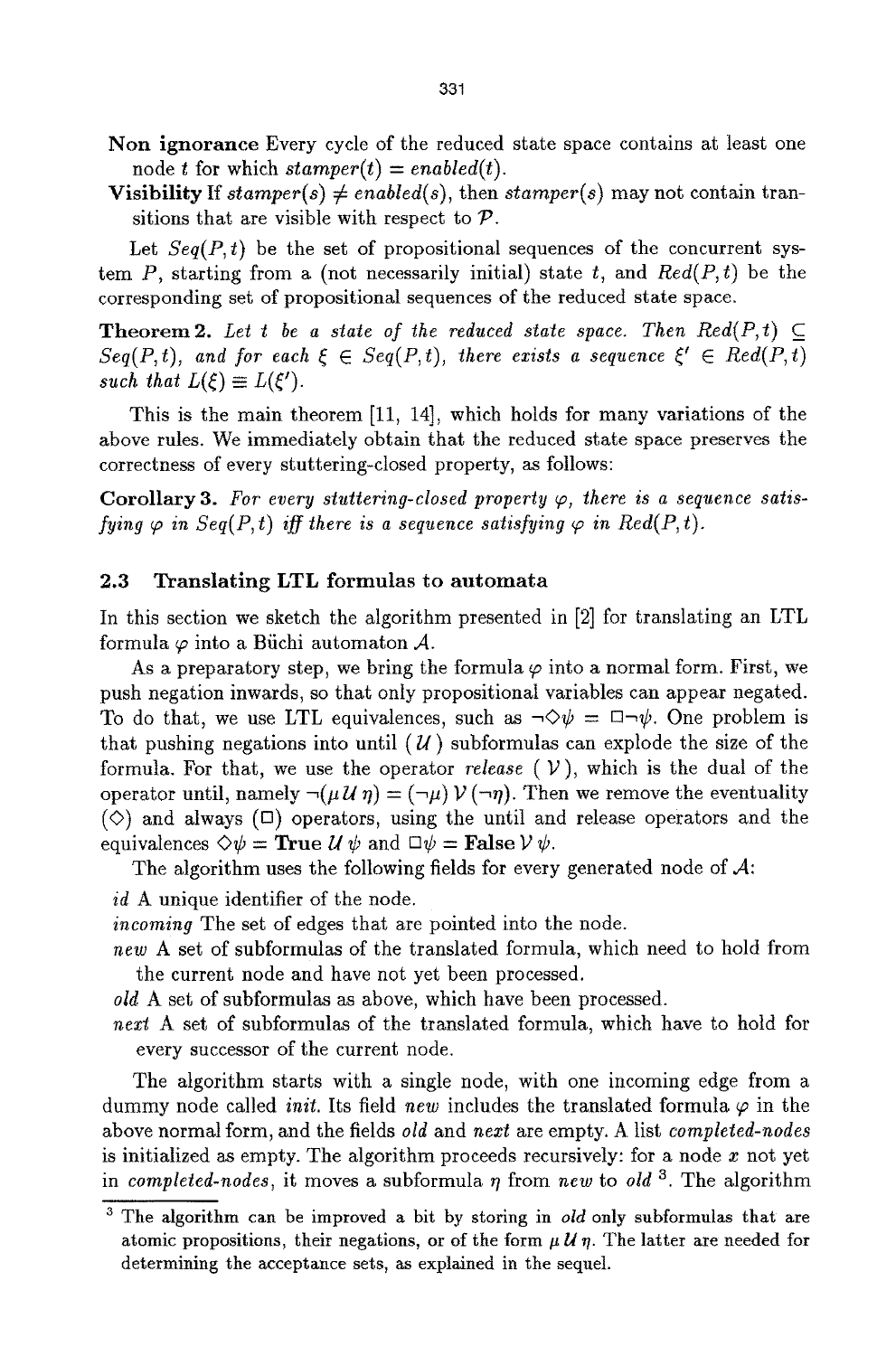**Non ignorance** Every cycle of the reduced state space contains at least one node $t$ for which $stamper(t) = enabled(t)$.

**Visibility** If $stamper(s) \neq enabled(s)$, then $stamper(s)$ may not contain transitions that are visible with respect to $\mathcal{P}$.

Let $Seq(P,t)$ be the set of propositional sequences of the concurrent system $P$, starting from a (not necessarily initial) state $t$, and $Red(P,t)$ be the corresponding set of propositional sequences of the reduced state space.

**Theorem 2.** *Let $t$ be a state of the reduced state space. Then $Red(P,t) \subseteq Seq(P,t)$, and for each $\xi \in Seq(P,t)$, there exists a sequence $\xi' \in Red(P,t)$ such that $L(\xi) \equiv L(\xi')$.*

This is the main theorem [11, 14], which holds for many variations of the above rules. We immediately obtain that the reduced state space preserves the correctness of every stuttering-closed property, as follows:

**Corollary 3.** *For every stuttering-closed property $\varphi$, there is a sequence satisfying $\varphi$ in $Seq(P,t)$ iff there is a sequence satisfying $\varphi$ in $Red(P,t)$.*

### 2.3 Translating LTL formulas to automata

In this section we sketch the algorithm presented in [2] for translating an LTL formula $\varphi$ into a Büchi automaton $\mathcal{A}$.

As a preparatory step, we bring the formula $\varphi$ into a normal form. First, we push negation inwards, so that only propositional variables can appear negated. To do that, we use LTL equivalences, such as $\neg\Diamond\psi = \Box\neg\psi$. One problem is that pushing negations into until ($\,\mathcal{U}\,$) subformulas can explode the size of the formula. For that, we use the operator *release* ($\,\mathcal{V}\,$), which is the dual of the operator until, namely $\neg(\mu\,\mathcal{U}\,\eta) = (\neg\mu)\,\mathcal{V}\,(\neg\eta)$. Then we remove the eventuality ($\Diamond$) and always ($\Box$) operators, using the until and release operators and the equivalences $\Diamond\psi = \mathbf{True}\,\mathcal{U}\,\psi$ and $\Box\psi = \mathbf{False}\,\mathcal{V}\,\psi$.

The algorithm uses the following fields for every generated node of $\mathcal{A}$:

*id* A unique identifier of the node.

*incoming* The set of edges that are pointed into the node.

*new* A set of subformulas of the translated formula, which need to hold from the current node and have not yet been processed.

*old* A set of subformulas as above, which have been processed.

*next* A set of subformulas of the translated formula, which have to hold for every successor of the current node.

The algorithm starts with a single node, with one incoming edge from a dummy node called *init*. Its field *new* includes the translated formula $\varphi$ in the above normal form, and the fields *old* and *next* are empty. A list *completed-nodes* is initialized as empty. The algorithm proceeds recursively: for a node $x$ not yet in *completed-nodes*, it moves a subformula $\eta$ from *new* to *old* [3]. The algorithm

[3] The algorithm can be improved a bit by storing in *old* only subformulas that are atomic propositions, their negations, or of the form $\mu\,\mathcal{U}\,\eta$. The latter are needed for determining the acceptance sets, as explained in the sequel.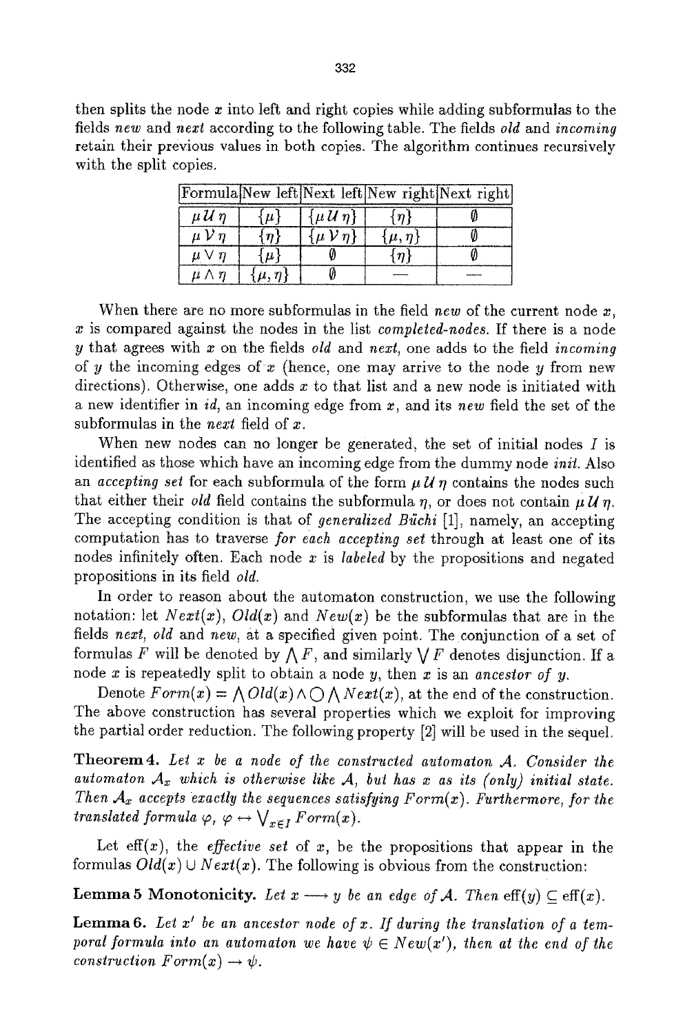then splits the node $x$ into left and right copies while adding subformulas to the fields *new* and *next* according to the following table. The fields *old* and *incoming* retain their previous values in both copies. The algorithm continues recursively with the split copies.

| Formula | New left | Next left | New right | Next right |
|---|---|---|---|---|
| $\mu\,\mathcal{U}\,\eta$ | $\{\mu\}$ | $\{\mu\,\mathcal{U}\,\eta\}$ | $\{\eta\}$ | $\emptyset$ |
| $\mu\,\mathcal{V}\,\eta$ | $\{\eta\}$ | $\{\mu\,\mathcal{V}\,\eta\}$ | $\{\mu,\eta\}$ | $\emptyset$ |
| $\mu \vee \eta$ | $\{\mu\}$ | $\emptyset$ | $\{\eta\}$ | $\emptyset$ |
| $\mu \wedge \eta$ | $\{\mu,\eta\}$ | $\emptyset$ | — | — |

When there are no more subformulas in the field *new* of the current node $x$, $x$ is compared against the nodes in the list *completed-nodes*. If there is a node $y$ that agrees with $x$ on the fields *old* and *next*, one adds to the field *incoming* of $y$ the incoming edges of $x$ (hence, one may arrive to the node $y$ from new directions). Otherwise, one adds $x$ to that list and a new node is initiated with a new identifier in *id*, an incoming edge from $x$, and its *new* field the set of the subformulas in the *next* field of $x$.

When new nodes can no longer be generated, the set of initial nodes $I$ is identified as those which have an incoming edge from the dummy node *init*. Also an *accepting set* for each subformula of the form $\mu\,\mathcal{U}\,\eta$ contains the nodes such that either their *old* field contains the subformula $\eta$, or does not contain $\mu\,\mathcal{U}\,\eta$. The accepting condition is that of *generalized Büchi* [1], namely, an accepting computation has to traverse *for each accepting set* through at least one of its nodes infinitely often. Each node $x$ is *labeled* by the propositions and negated propositions in its field *old*.

In order to reason about the automaton construction, we use the following notation: let $Next(x)$, $Old(x)$ and $New(x)$ be the subformulas that are in the fields *next*, *old* and *new*, at a specified given point. The conjunction of a set of formulas $F$ will be denoted by $\bigwedge F$, and similarly $\bigvee F$ denotes disjunction. If a node $x$ is repeatedly split to obtain a node $y$, then $x$ is an *ancestor of* $y$.

Denote $Form(x) = \bigwedge Old(x) \wedge \bigcirc \bigwedge Next(x)$, at the end of the construction. The above construction has several properties which we exploit for improving the partial order reduction. The following property [2] will be used in the sequel.

**Theorem 4.** *Let $x$ be a node of the constructed automaton $\mathcal{A}$. Consider the automaton $\mathcal{A}_x$ which is otherwise like $\mathcal{A}$, but has $x$ as its (only) initial state. Then $\mathcal{A}_x$ accepts exactly the sequences satisfying $Form(x)$. Furthermore, for the translated formula $\varphi$, $\varphi \leftrightarrow \bigvee_{x \in I} Form(x)$.*

Let eff$(x)$, the *effective set* of $x$, be the propositions that appear in the formulas $Old(x) \cup Next(x)$. The following is obvious from the construction:

**Lemma 5 Monotonicity.** *Let $x \longrightarrow y$ be an edge of $\mathcal{A}$. Then $\text{eff}(y) \subseteq \text{eff}(x)$.*

**Lemma 6.** *Let $x'$ be an ancestor node of $x$. If during the translation of a temporal formula into an automaton we have $\psi \in New(x')$, then at the end of the construction $Form(x) \rightarrow \psi$.*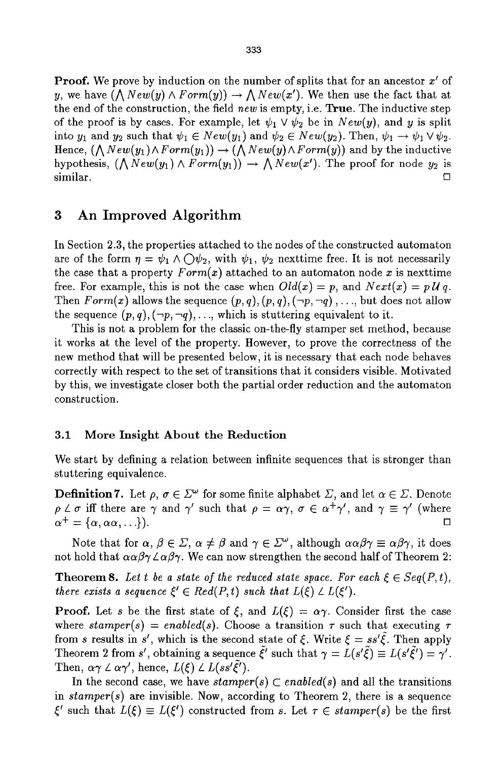**Proof.** We prove by induction on the number of splits that for an ancestor $x'$ of $y$, we have $(\bigwedge New(y) \wedge Form(y)) \rightarrow \bigwedge New(x')$. We then use the fact that at the end of the construction, the field *new* is empty, i.e. **True**. The inductive step of the proof is by cases. For example, let $\psi_1 \vee \psi_2$ be in $New(y)$, and $y$ is split into $y_1$ and $y_2$ such that $\psi_1 \in New(y_1)$ and $\psi_2 \in New(y_2)$. Then, $\psi_1 \rightarrow \psi_1 \vee \psi_2$. Hence, $(\bigwedge New(y_1) \wedge Form(y_1)) \rightarrow (\bigwedge New(y) \wedge Form(y))$ and by the inductive hypothesis, $(\bigwedge New(y_1) \wedge Form(y_1)) \rightarrow \bigwedge New(x')$. The proof for node $y_2$ is similar. □

## 3 An Improved Algorithm

In Section 2.3, the properties attached to the nodes of the constructed automaton are of the form $\eta = \psi_1 \wedge \bigcirc\psi_2$, with $\psi_1$, $\psi_2$ nexttime free. It is not necessarily the case that a property $Form(x)$ attached to an automaton node $x$ is nexttime free. For example, this is not the case when $Old(x) = p$, and $Next(x) = p\,\mathcal{U}\,q$. Then $Form(x)$ allows the sequence $(p, q), (p, q), (\neg p, \neg q), \ldots$, but does not allow the sequence $(p, q), (\neg p, \neg q), \ldots$, which is stuttering equivalent to it.

This is not a problem for the classic on-the-fly stamper set method, because it works at the level of the property. However, to prove the correctness of the new method that will be presented below, it is necessary that each node behaves correctly with respect to the set of transitions that it considers visible. Motivated by this, we investigate closer both the partial order reduction and the automaton construction.

### 3.1 More Insight About the Reduction

We start by defining a relation between infinite sequences that is stronger than stuttering equivalence.

**Definition 7.** Let $\rho$, $\sigma \in \Sigma^\omega$ for some finite alphabet $\Sigma$, and let $\alpha \in \Sigma$. Denote $\rho \angle \sigma$ iff there are $\gamma$ and $\gamma'$ such that $\rho = \alpha\gamma$, $\sigma \in \alpha^+\gamma'$, and $\gamma \equiv \gamma'$ (where $\alpha^+ = \{\alpha, \alpha\alpha, \ldots\}$). □

Note that for $\alpha$, $\beta \in \Sigma$, $\alpha \neq \beta$ and $\gamma \in \Sigma^\omega$, although $\alpha\alpha\beta\gamma \equiv \alpha\beta\gamma$, it does not hold that $\alpha\alpha\beta\gamma \angle \alpha\beta\gamma$. We can now strengthen the second half of Theorem 2:

**Theorem 8.** *Let $t$ be a state of the reduced state space. For each $\xi \in Seq(P, t)$, there exists a sequence $\xi' \in Red(P, t)$ such that $L(\xi) \angle L(\xi')$.*

**Proof.** Let $s$ be the first state of $\xi$, and $L(\xi) = \alpha\gamma$. Consider first the case where $stamper(s) = enabled(s)$. Choose a transition $\tau$ such that executing $\tau$ from $s$ results in $s'$, which is the second state of $\xi$. Write $\xi = ss'\tilde{\xi}$. Then apply Theorem 2 from $s'$, obtaining a sequence $\tilde{\xi}'$ such that $\gamma = L(s'\tilde{\xi}) \equiv L(s'\tilde{\xi}') = \gamma'$. Then, $\alpha\gamma \angle \alpha\gamma'$, hence, $L(\xi) \angle L(ss'\tilde{\xi}')$.

In the second case, we have $stamper(s) \subset enabled(s)$ and all the transitions in $stamper(s)$ are invisible. Now, according to Theorem 2, there is a sequence $\xi'$ such that $L(\xi) \equiv L(\xi')$ constructed from $s$. Let $\tau \in stamper(s)$ be the first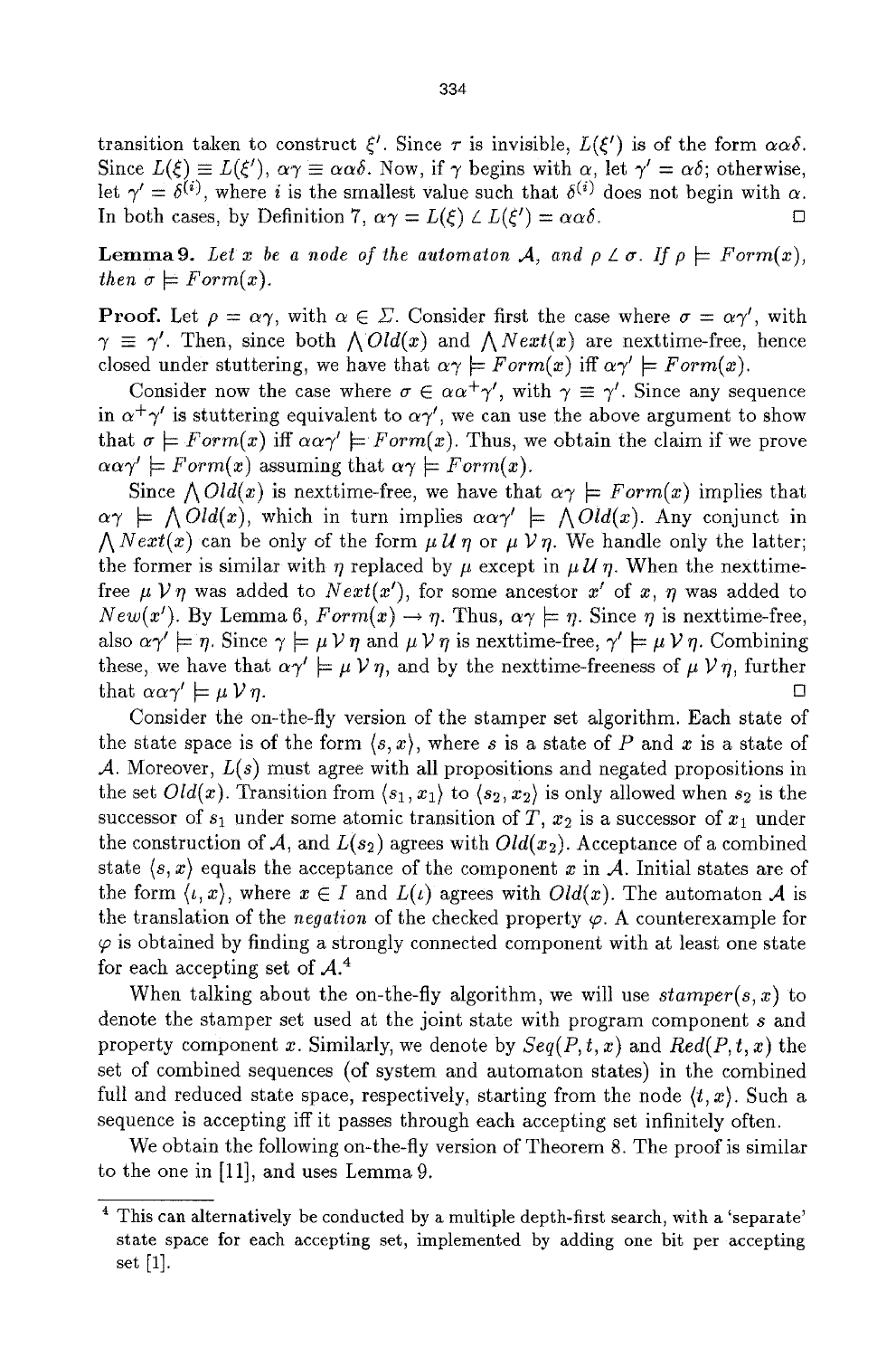transition taken to construct $\xi'$. Since $\tau$ is invisible, $L(\xi')$ is of the form $\alpha\alpha\delta$. Since $L(\xi) \equiv L(\xi')$, $\alpha\gamma \equiv \alpha\alpha\delta$. Now, if $\gamma$ begins with $\alpha$, let $\gamma' = \alpha\delta$; otherwise, let $\gamma' = \delta^{(i)}$, where $i$ is the smallest value such that $\delta^{(i)}$ does not begin with $\alpha$. In both cases, by Definition 7, $\alpha\gamma = L(\xi) \angle L(\xi') = \alpha\alpha\delta$. □

**Lemma 9.** *Let $x$ be a node of the automaton $\mathcal{A}$, and $\rho \angle \sigma$. If $\rho \models Form(x)$, then $\sigma \models Form(x)$.*

**Proof.** Let $\rho = \alpha\gamma$, with $\alpha \in \Sigma$. Consider first the case where $\sigma = \alpha\gamma'$, with $\gamma \equiv \gamma'$. Then, since both $\bigwedge Old(x)$ and $\bigwedge Next(x)$ are nexttime-free, hence closed under stuttering, we have that $\alpha\gamma \models Form(x)$ iff $\alpha\gamma' \models Form(x)$.

Consider now the case where $\sigma \in \alpha\alpha^+\gamma'$, with $\gamma \equiv \gamma'$. Since any sequence in $\alpha^+\gamma'$ is stuttering equivalent to $\alpha\gamma'$, we can use the above argument to show that $\sigma \models Form(x)$ iff $\alpha\alpha\gamma' \models Form(x)$. Thus, we obtain the claim if we prove $\alpha\alpha\gamma' \models Form(x)$ assuming that $\alpha\gamma \models Form(x)$.

Since $\bigwedge Old(x)$ is nexttime-free, we have that $\alpha\gamma \models Form(x)$ implies that $\alpha\gamma \models \bigwedge Old(x)$, which in turn implies $\alpha\alpha\gamma' \models \bigwedge Old(x)$. Any conjunct in $\bigwedge Next(x)$ can be only of the form $\mu\, \mathcal{U}\, \eta$ or $\mu\, \mathcal{V}\, \eta$. We handle only the latter; the former is similar with $\eta$ replaced by $\mu$ except in $\mu\, \mathcal{U}\, \eta$. When the nexttime-free $\mu\, \mathcal{V}\, \eta$ was added to $Next(x')$, for some ancestor $x'$ of $x$, $\eta$ was added to $New(x')$. By Lemma 6, $Form(x) \rightarrow \eta$. Thus, $\alpha\gamma \models \eta$. Since $\eta$ is nexttime-free, also $\alpha\gamma' \models \eta$. Since $\gamma \models \mu\, \mathcal{V}\, \eta$ and $\mu\, \mathcal{V}\, \eta$ is nexttime-free, $\gamma' \models \mu\, \mathcal{V}\, \eta$. Combining these, we have that $\alpha\gamma' \models \mu\, \mathcal{V}\, \eta$, and by the nexttime-freeness of $\mu\, \mathcal{V}\, \eta$, further that $\alpha\alpha\gamma' \models \mu\, \mathcal{V}\, \eta$. □

Consider the on-the-fly version of the stamper set algorithm. Each state of the state space is of the form $\langle s, x\rangle$, where $s$ is a state of $P$ and $x$ is a state of $\mathcal{A}$. Moreover, $L(s)$ must agree with all propositions and negated propositions in the set $Old(x)$. Transition from $\langle s_1, x_1\rangle$ to $\langle s_2, x_2\rangle$ is only allowed when $s_2$ is the successor of $s_1$ under some atomic transition of $T$, $x_2$ is a successor of $x_1$ under the construction of $\mathcal{A}$, and $L(s_2)$ agrees with $Old(x_2)$. Acceptance of a combined state $\langle s, x\rangle$ equals the acceptance of the component $x$ in $\mathcal{A}$. Initial states are of the form $\langle \iota, x\rangle$, where $x \in I$ and $L(\iota)$ agrees with $Old(x)$. The automaton $\mathcal{A}$ is the translation of the *negation* of the checked property $\varphi$. A counterexample for $\varphi$ is obtained by finding a strongly connected component with at least one state for each accepting set of $\mathcal{A}$.[4]

When talking about the on-the-fly algorithm, we will use $stamper(s, x)$ to denote the stamper set used at the joint state with program component $s$ and property component $x$. Similarly, we denote by $Seq(P, t, x)$ and $Red(P, t, x)$ the set of combined sequences (of system and automaton states) in the combined full and reduced state space, respectively, starting from the node $\langle t, x\rangle$. Such a sequence is accepting iff it passes through each accepting set infinitely often.

We obtain the following on-the-fly version of Theorem 8. The proof is similar to the one in [11], and uses Lemma 9.

---

[4] This can alternatively be conducted by a multiple depth-first search, with a 'separate' state space for each accepting set, implemented by adding one bit per accepting set [1].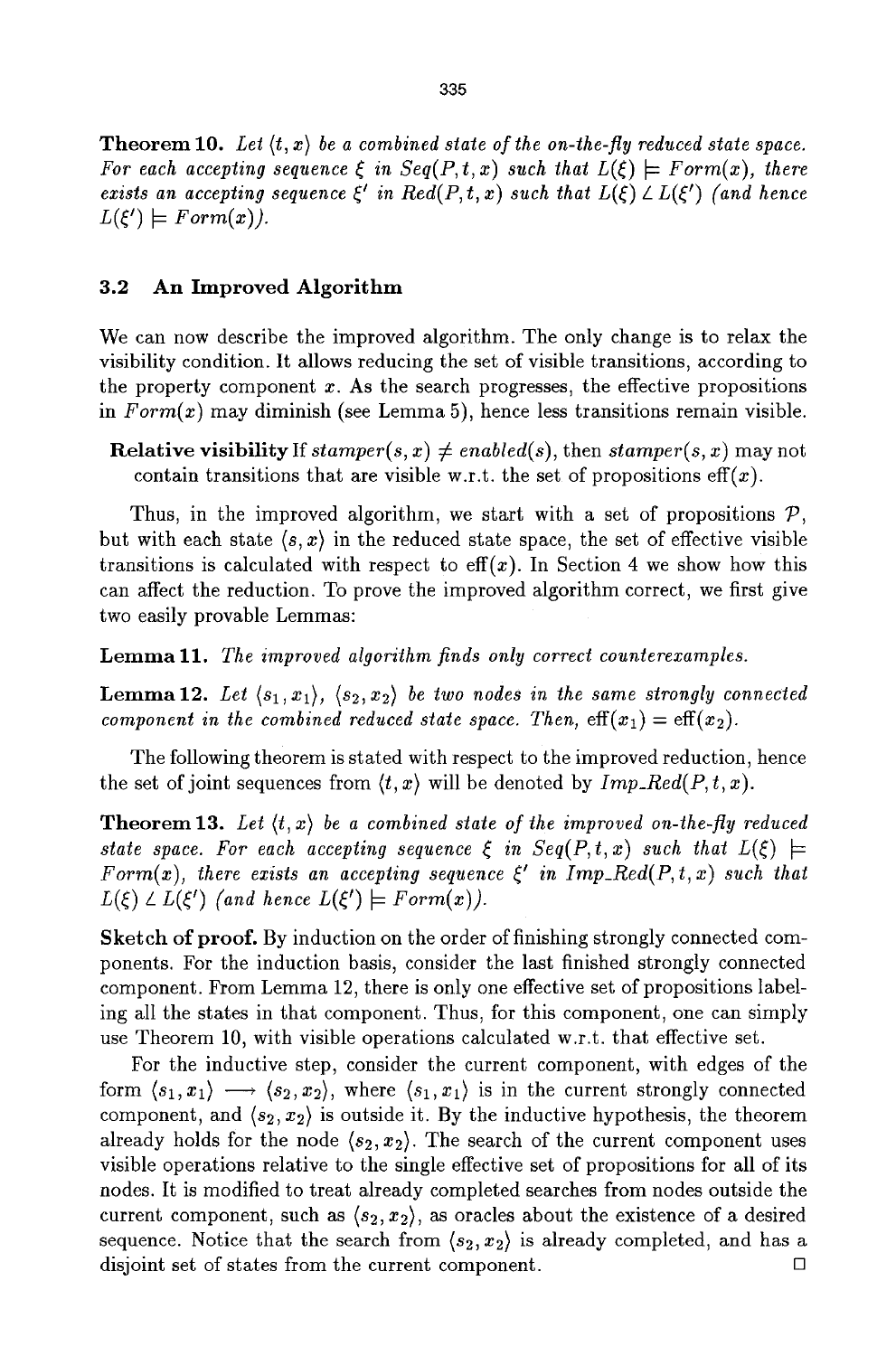**Theorem 10.** *Let $\langle t, x \rangle$ be a combined state of the on-the-fly reduced state space. For each accepting sequence $\xi$ in $Seq(P, t, x)$ such that $L(\xi) \models Form(x)$, there exists an accepting sequence $\xi'$ in $Red(P, t, x)$ such that $L(\xi) \angle L(\xi')$ (and hence $L(\xi') \models Form(x)$).*

### 3.2 An Improved Algorithm

We can now describe the improved algorithm. The only change is to relax the visibility condition. It allows reducing the set of visible transitions, according to the property component $x$. As the search progresses, the effective propositions in $Form(x)$ may diminish (see Lemma 5), hence less transitions remain visible.

**Relative visibility** If $stamper(s, x) \neq enabled(s)$, then $stamper(s, x)$ may not contain transitions that are visible w.r.t. the set of propositions $\text{eff}(x)$.

Thus, in the improved algorithm, we start with a set of propositions $\mathcal{P}$, but with each state $\langle s, x \rangle$ in the reduced state space, the set of effective visible transitions is calculated with respect to $\text{eff}(x)$. In Section 4 we show how this can affect the reduction. To prove the improved algorithm correct, we first give two easily provable Lemmas:

**Lemma 11.** *The improved algorithm finds only correct counterexamples.*

**Lemma 12.** *Let $\langle s_1, x_1 \rangle$, $\langle s_2, x_2 \rangle$ be two nodes in the same strongly connected component in the combined reduced state space. Then, $\text{eff}(x_1) = \text{eff}(x_2)$.*

The following theorem is stated with respect to the improved reduction, hence the set of joint sequences from $\langle t, x \rangle$ will be denoted by $Imp\_Red(P, t, x)$.

**Theorem 13.** *Let $\langle t, x \rangle$ be a combined state of the improved on-the-fly reduced state space. For each accepting sequence $\xi$ in $Seq(P, t, x)$ such that $L(\xi) \models Form(x)$, there exists an accepting sequence $\xi'$ in $Imp\_Red(P, t, x)$ such that $L(\xi) \angle L(\xi')$ (and hence $L(\xi') \models Form(x)$).*

**Sketch of proof.** By induction on the order of finishing strongly connected components. For the induction basis, consider the last finished strongly connected component. From Lemma 12, there is only one effective set of propositions labeling all the states in that component. Thus, for this component, one can simply use Theorem 10, with visible operations calculated w.r.t. that effective set.

For the inductive step, consider the current component, with edges of the form $\langle s_1, x_1 \rangle \longrightarrow \langle s_2, x_2 \rangle$, where $\langle s_1, x_1 \rangle$ is in the current strongly connected component, and $\langle s_2, x_2 \rangle$ is outside it. By the inductive hypothesis, the theorem already holds for the node $\langle s_2, x_2 \rangle$. The search of the current component uses visible operations relative to the single effective set of propositions for all of its nodes. It is modified to treat already completed searches from nodes outside the current component, such as $\langle s_2, x_2 \rangle$, as oracles about the existence of a desired sequence. Notice that the search from $\langle s_2, x_2 \rangle$ is already completed, and has a disjoint set of states from the current component. □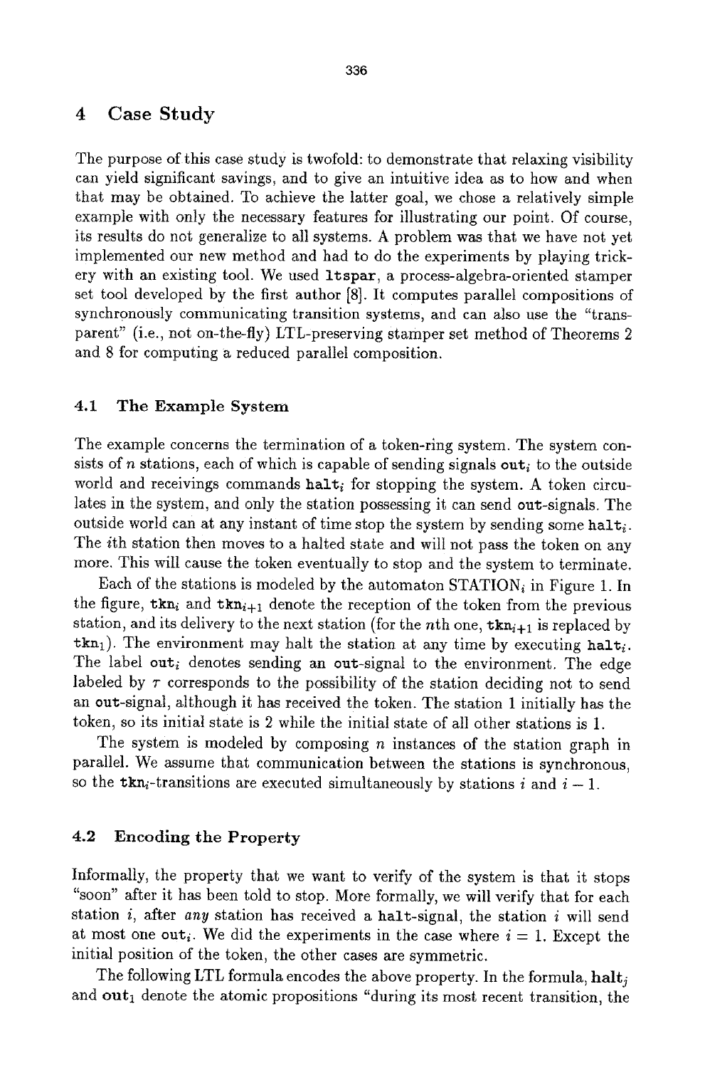## 4 Case Study

The purpose of this case study is twofold: to demonstrate that relaxing visibility can yield significant savings, and to give an intuitive idea as to how and when that may be obtained. To achieve the latter goal, we chose a relatively simple example with only the necessary features for illustrating our point. Of course, its results do not generalize to all systems. A problem was that we have not yet implemented our new method and had to do the experiments by playing trickery with an existing tool. We used `ltspar`, a process-algebra-oriented stamper set tool developed by the first author [8]. It computes parallel compositions of synchronously communicating transition systems, and can also use the "transparent" (i.e., not on-the-fly) LTL-preserving stamper set method of Theorems 2 and 8 for computing a reduced parallel composition.

### 4.1 The Example System

The example concerns the termination of a token-ring system. The system consists of $n$ stations, each of which is capable of sending signals $\mathtt{out}_i$ to the outside world and receivings commands $\mathtt{halt}_i$ for stopping the system. A token circulates in the system, and only the station possessing it can send out-signals. The outside world can at any instant of time stop the system by sending some $\mathtt{halt}_i$. The $i$th station then moves to a halted state and will not pass the token on any more. This will cause the token eventually to stop and the system to terminate.

Each of the stations is modeled by the automaton $\text{STATION}_i$ in Figure 1. In the figure, $\mathtt{tkn}_i$ and $\mathtt{tkn}_{i+1}$ denote the reception of the token from the previous station, and its delivery to the next station (for the $n$th one, $\mathtt{tkn}_{i+1}$ is replaced by $\mathtt{tkn}_1$). The environment may halt the station at any time by executing $\mathtt{halt}_i$. The label $\mathtt{out}_i$ denotes sending an out-signal to the environment. The edge labeled by $\tau$ corresponds to the possibility of the station deciding not to send an out-signal, although it has received the token. The station 1 initially has the token, so its initial state is 2 while the initial state of all other stations is 1.

The system is modeled by composing $n$ instances of the station graph in parallel. We assume that communication between the stations is synchronous, so the $\mathtt{tkn}_i$-transitions are executed simultaneously by stations $i$ and $i-1$.

### 4.2 Encoding the Property

Informally, the property that we want to verify of the system is that it stops "soon" after it has been told to stop. More formally, we will verify that for each station $i$, after *any* station has received a halt-signal, the station $i$ will send at most one $\mathtt{out}_i$. We did the experiments in the case where $i = 1$. Except the initial position of the token, the other cases are symmetric.

The following LTL formula encodes the above property. In the formula, $\mathbf{halt}_j$ and $\mathbf{out}_1$ denote the atomic propositions "during its most recent transition, the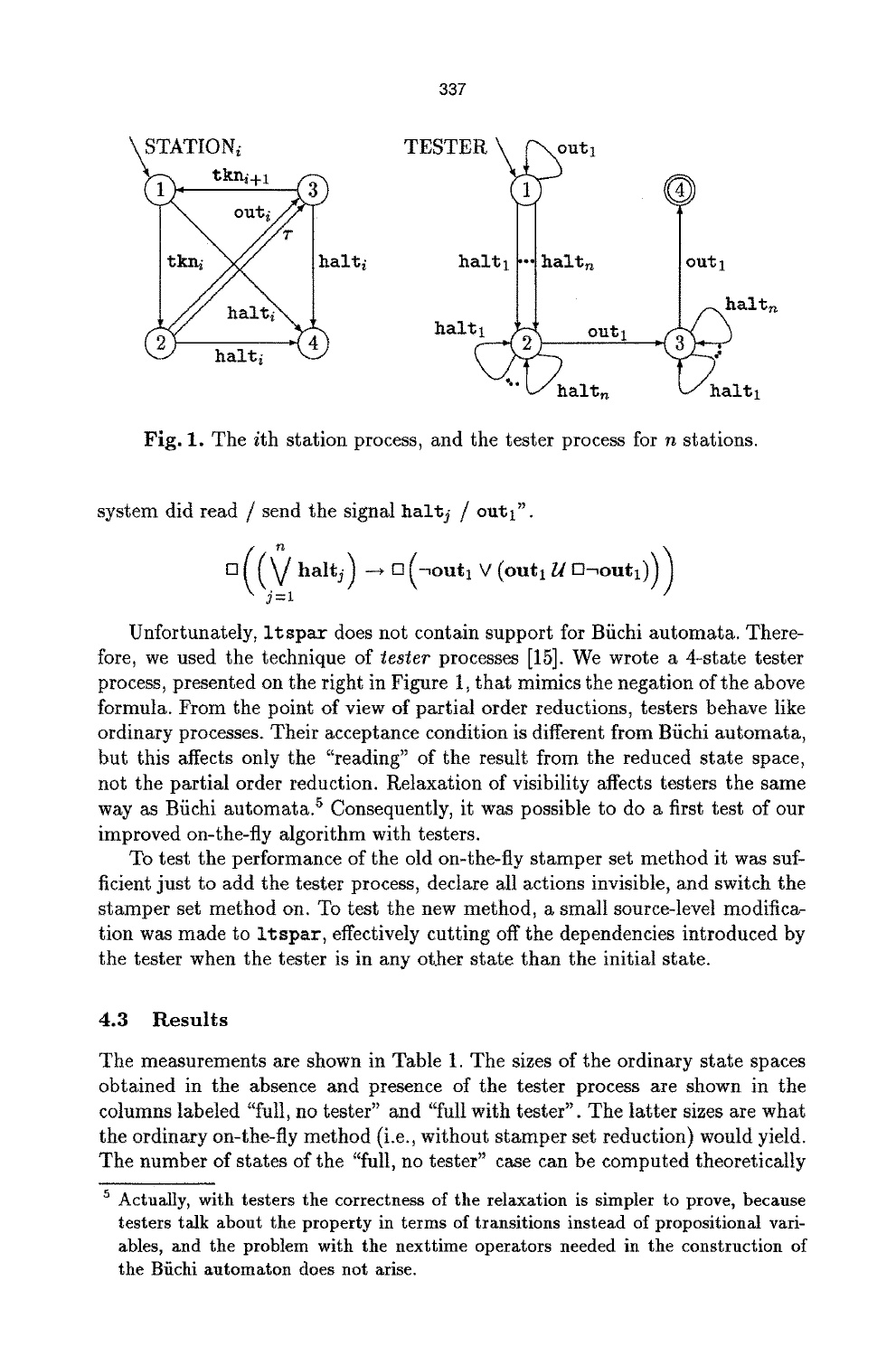Fig. 1. The $i$th station process, and the tester process for $n$ stations.

system did read / send the signal $\mathbf{halt}_j$ / $\mathbf{out}_1$".

$$\Box\Big(\Big(\bigvee_{j=1}^{n} \mathbf{halt}_j\Big) \rightarrow \Box\Big(\neg\mathbf{out}_1 \vee (\mathbf{out}_1\, \mathcal{U}\, \Box\neg\mathbf{out}_1)\Big)\Big)$$

Unfortunately, `ltspar` does not contain support for Büchi automata. Therefore, we used the technique of *tester* processes [15]. We wrote a 4-state tester process, presented on the right in Figure 1, that mimics the negation of the above formula. From the point of view of partial order reductions, testers behave like ordinary processes. Their acceptance condition is different from Büchi automata, but this affects only the "reading" of the result from the reduced state space, not the partial order reduction. Relaxation of visibility affects testers the same way as Büchi automata.[5] Consequently, it was possible to do a first test of our improved on-the-fly algorithm with testers.

To test the performance of the old on-the-fly stamper set method it was sufficient just to add the tester process, declare all actions invisible, and switch the stamper set method on. To test the new method, a small source-level modification was made to `ltspar`, effectively cutting off the dependencies introduced by the tester when the tester is in any other state than the initial state.

### 4.3 Results

The measurements are shown in Table 1. The sizes of the ordinary state spaces obtained in the absence and presence of the tester process are shown in the columns labeled "full, no tester" and "full with tester". The latter sizes are what the ordinary on-the-fly method (i.e., without stamper set reduction) would yield. The number of states of the "full, no tester" case can be computed theoretically

[5] Actually, with testers the correctness of the relaxation is simpler to prove, because testers talk about the property in terms of transitions instead of propositional variables, and the problem with the nexttime operators needed in the construction of the Büchi automaton does not arise.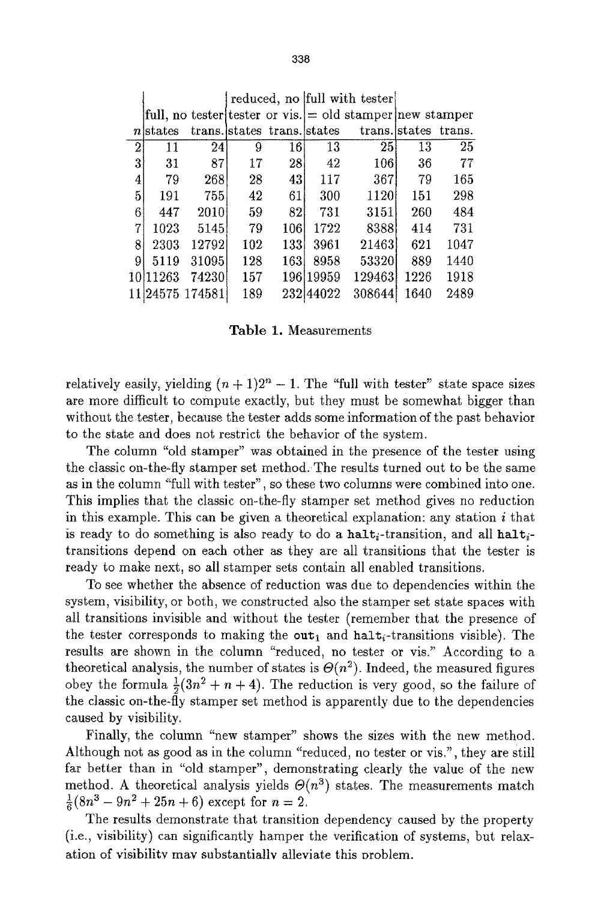| | full, no tester | | reduced, no tester or vis. | | full with tester = old stamper | | new stamper | |
|---|---|---|---|---|---|---|---|---|
| $n$ | states | trans. | states | trans. | states | trans. | states | trans. |
| 2 | 11 | 24 | 9 | 16 | 13 | 25 | 13 | 25 |
| 3 | 31 | 87 | 17 | 28 | 42 | 106 | 36 | 77 |
| 4 | 79 | 268 | 28 | 43 | 117 | 367 | 79 | 165 |
| 5 | 191 | 755 | 42 | 61 | 300 | 1120 | 151 | 298 |
| 6 | 447 | 2010 | 59 | 82 | 731 | 3151 | 260 | 484 |
| 7 | 1023 | 5145 | 79 | 106 | 1722 | 8388 | 414 | 731 |
| 8 | 2303 | 12792 | 102 | 133 | 3961 | 21463 | 621 | 1047 |
| 9 | 5119 | 31095 | 128 | 163 | 8958 | 53320 | 889 | 1440 |
| 10 | 11263 | 74230 | 157 | 196 | 19959 | 129463 | 1226 | 1918 |
| 11 | 24575 | 174581 | 189 | 232 | 44022 | 308644 | 1640 | 2489 |

**Table 1.** Measurements

relatively easily, yielding $(n+1)2^n - 1$. The "full with tester" state space sizes are more difficult to compute exactly, but they must be somewhat bigger than without the tester, because the tester adds some information of the past behavior to the state and does not restrict the behavior of the system.

The column "old stamper" was obtained in the presence of the tester using the classic on-the-fly stamper set method. The results turned out to be the same as in the column "full with tester", so these two columns were combined into one. This implies that the classic on-the-fly stamper set method gives no reduction in this example. This can be given a theoretical explanation: any station $i$ that is ready to do something is also ready to do a $\mathtt{halt}_i$-transition, and all $\mathtt{halt}_i$-transitions depend on each other as they are all transitions that the tester is ready to make next, so all stamper sets contain all enabled transitions.

To see whether the absence of reduction was due to dependencies within the system, visibility, or both, we constructed also the stamper set state spaces with all transitions invisible and without the tester (remember that the presence of the tester corresponds to making the $\mathtt{out}_1$ and $\mathtt{halt}_i$-transitions visible). The results are shown in the column "reduced, no tester or vis." According to a theoretical analysis, the number of states is $\Theta(n^2)$. Indeed, the measured figures obey the formula $\frac{1}{2}(3n^2 + n + 4)$. The reduction is very good, so the failure of the classic on-the-fly stamper set method is apparently due to the dependencies caused by visibility.

Finally, the column "new stamper" shows the sizes with the new method. Although not as good as in the column "reduced, no tester or vis.", they are still far better than in "old stamper", demonstrating clearly the value of the new method. A theoretical analysis yields $\Theta(n^3)$ states. The measurements match $\frac{1}{6}(8n^3 - 9n^2 + 25n + 6)$ except for $n = 2$.

The results demonstrate that transition dependency caused by the property (i.e., visibility) can significantly hamper the verification of systems, but relaxation of visibility may substantially alleviate this problem.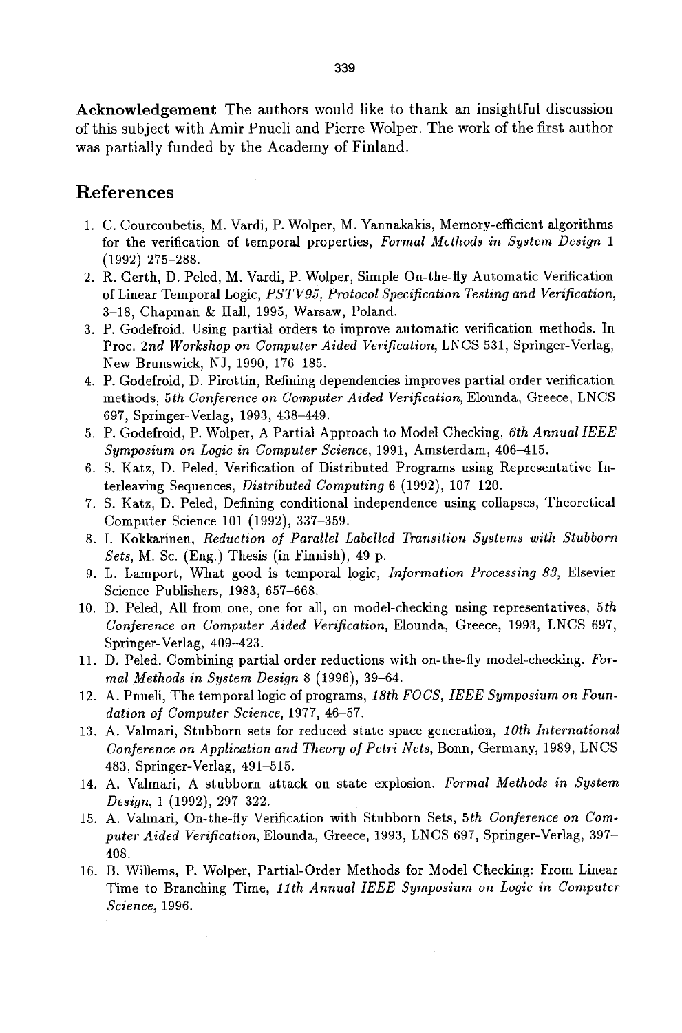**Acknowledgement** The authors would like to thank an insightful discussion of this subject with Amir Pnueli and Pierre Wolper. The work of the first author was partially funded by the Academy of Finland.

## References

1. C. Courcoubetis, M. Vardi, P. Wolper, M. Yannakakis, Memory-efficient algorithms for the verification of temporal properties, *Formal Methods in System Design* 1 (1992) 275–288.
2. R. Gerth, D. Peled, M. Vardi, P. Wolper, Simple On-the-fly Automatic Verification of Linear Temporal Logic, *PSTV95, Protocol Specification Testing and Verification*, 3–18, Chapman & Hall, 1995, Warsaw, Poland.
3. P. Godefroid. Using partial orders to improve automatic verification methods. In Proc. *2nd Workshop on Computer Aided Verification*, LNCS 531, Springer-Verlag, New Brunswick, NJ, 1990, 176–185.
4. P. Godefroid, D. Pirottin, Refining dependencies improves partial order verification methods, *5th Conference on Computer Aided Verification*, Elounda, Greece, LNCS 697, Springer-Verlag, 1993, 438–449.
5. P. Godefroid, P. Wolper, A Partial Approach to Model Checking, *6th Annual IEEE Symposium on Logic in Computer Science*, 1991, Amsterdam, 406–415.
6. S. Katz, D. Peled, Verification of Distributed Programs using Representative Interleaving Sequences, *Distributed Computing* 6 (1992), 107–120.
7. S. Katz, D. Peled, Defining conditional independence using collapses, Theoretical Computer Science 101 (1992), 337–359.
8. I. Kokkarinen, *Reduction of Parallel Labelled Transition Systems with Stubborn Sets*, M. Sc. (Eng.) Thesis (in Finnish), 49 p.
9. L. Lamport, What good is temporal logic, *Information Processing 83*, Elsevier Science Publishers, 1983, 657–668.
10. D. Peled, All from one, one for all, on model-checking using representatives, *5th Conference on Computer Aided Verification*, Elounda, Greece, 1993, LNCS 697, Springer-Verlag, 409–423.
11. D. Peled. Combining partial order reductions with on-the-fly model-checking. *Formal Methods in System Design* 8 (1996), 39–64.
12. A. Pnueli, The temporal logic of programs, *18th FOCS, IEEE Symposium on Foundation of Computer Science*, 1977, 46–57.
13. A. Valmari, Stubborn sets for reduced state space generation, *10th International Conference on Application and Theory of Petri Nets*, Bonn, Germany, 1989, LNCS 483, Springer-Verlag, 491–515.
14. A. Valmari, A stubborn attack on state explosion. *Formal Methods in System Design*, 1 (1992), 297–322.
15. A. Valmari, On-the-fly Verification with Stubborn Sets, *5th Conference on Computer Aided Verification*, Elounda, Greece, 1993, LNCS 697, Springer-Verlag, 397–408.
16. B. Willems, P. Wolper, Partial-Order Methods for Model Checking: From Linear Time to Branching Time, *11th Annual IEEE Symposium on Logic in Computer Science*, 1996.